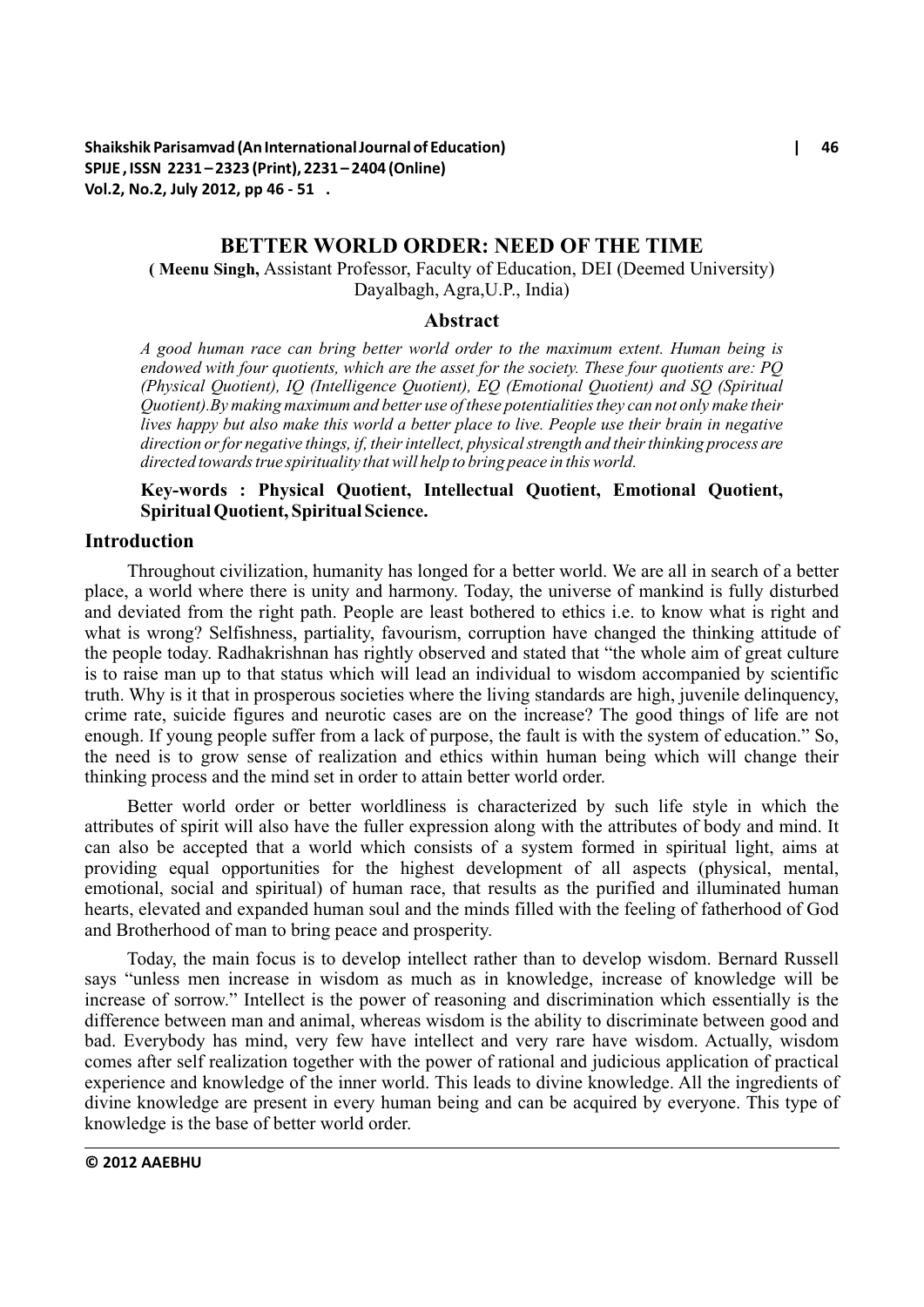# BETTER WORLD ORDER: NEED OF THE TIME

( **Meenu Singh,** Assistant Professor, Faculty of Education, DEI (Deemed University) Dayalbagh, Agra,U.P., India)

## Abstract

*A good human race can bring better world order to the maximum extent. Human being is endowed with four quotients, which are the asset for the society. These four quotients are: PQ (Physical Quotient), IQ (Intelligence Quotient), EQ (Emotional Quotient) and SQ (Spiritual Quotient).By making maximum and better use of these potentialities they can not only make their lives happy but also make this world a better place to live. People use their brain in negative direction or for negative things, if, their intellect, physical strength and their thinking process are directed towards true spirituality that will help to bring peace in this world.*

**Key-words : Physical Quotient, Intellectual Quotient, Emotional Quotient, Spiritual Quotient, Spiritual Science.**

## Introduction

Throughout civilization, humanity has longed for a better world. We are all in search of a better place, a world where there is unity and harmony. Today, the universe of mankind is fully disturbed and deviated from the right path. People are least bothered to ethics i.e. to know what is right and what is wrong? Selfishness, partiality, favourism, corruption have changed the thinking attitude of the people today. Radhakrishnan has rightly observed and stated that "the whole aim of great culture is to raise man up to that status which will lead an individual to wisdom accompanied by scientific truth. Why is it that in prosperous societies where the living standards are high, juvenile delinquency, crime rate, suicide figures and neurotic cases are on the increase? The good things of life are not enough. If young people suffer from a lack of purpose, the fault is with the system of education." So, the need is to grow sense of realization and ethics within human being which will change their thinking process and the mind set in order to attain better world order.

Better world order or better worldliness is characterized by such life style in which the attributes of spirit will also have the fuller expression along with the attributes of body and mind. It can also be accepted that a world which consists of a system formed in spiritual light, aims at providing equal opportunities for the highest development of all aspects (physical, mental, emotional, social and spiritual) of human race, that results as the purified and illuminated human hearts, elevated and expanded human soul and the minds filled with the feeling of fatherhood of God and Brotherhood of man to bring peace and prosperity.

Today, the main focus is to develop intellect rather than to develop wisdom. Bernard Russell says "unless men increase in wisdom as much as in knowledge, increase of knowledge will be increase of sorrow." Intellect is the power of reasoning and discrimination which essentially is the difference between man and animal, whereas wisdom is the ability to discriminate between good and bad. Everybody has mind, very few have intellect and very rare have wisdom. Actually, wisdom comes after self realization together with the power of rational and judicious application of practical experience and knowledge of the inner world. This leads to divine knowledge. All the ingredients of divine knowledge are present in every human being and can be acquired by everyone. This type of knowledge is the base of better world order.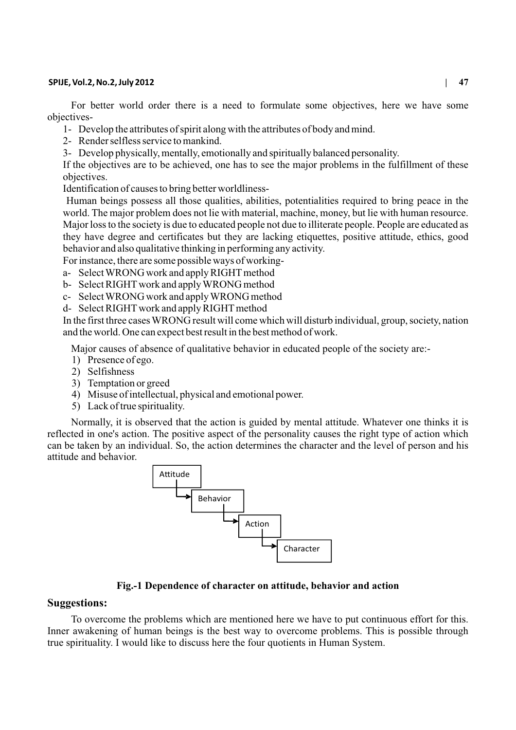For better world order there is a need to formulate some objectives, here we have some objectives-

1- Develop the attributes of spirit along with the attributes of body and mind.
2- Render selfless service to mankind.
3- Develop physically, mentally, emotionally and spiritually balanced personality.

If the objectives are to be achieved, one has to see the major problems in the fulfillment of these objectives.

Identification of causes to bring better worldliness-

Human beings possess all those qualities, abilities, potentialities required to bring peace in the world. The major problem does not lie with material, machine, money, but lie with human resource. Major loss to the society is due to educated people not due to illiterate people. People are educated as they have degree and certificates but they are lacking etiquettes, positive attitude, ethics, good behavior and also qualitative thinking in performing any activity.

For instance, there are some possible ways of working-

a- Select WRONG work and apply RIGHT method
b- Select RIGHT work and apply WRONG method
c- Select WRONG work and apply WRONG method
d- Select RIGHT work and apply RIGHT method

In the first three cases WRONG result will come which will disturb individual, group, society, nation and the world. One can expect best result in the best method of work.

Major causes of absence of qualitative behavior in educated people of the society are:-

1) Presence of ego.
2) Selfishness
3) Temptation or greed
4) Misuse of intellectual, physical and emotional power.
5) Lack of true spirituality.

Normally, it is observed that the action is guided by mental attitude. Whatever one thinks it is reflected in one's action. The positive aspect of the personality causes the right type of action which can be taken by an individual. So, the action determines the character and the level of person and his attitude and behavior.

Attitude → Behavior → Action → Character

**Fig.-1 Dependence of character on attitude, behavior and action**

## Suggestions:

To overcome the problems which are mentioned here we have to put continuous effort for this. Inner awakening of human beings is the best way to overcome problems. This is possible through true spirituality. I would like to discuss here the four quotients in Human System.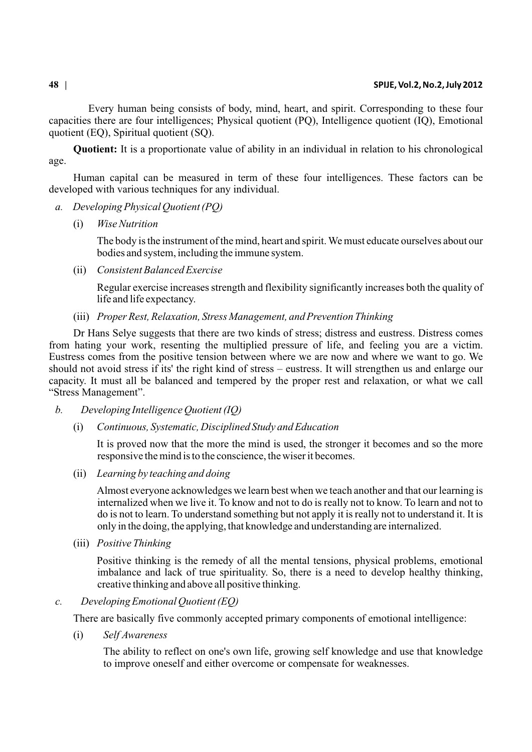Every human being consists of body, mind, heart, and spirit. Corresponding to these four capacities there are four intelligences; Physical quotient (PQ), Intelligence quotient (IQ), Emotional quotient (EQ), Spiritual quotient (SQ).

**Quotient:** It is a proportionate value of ability in an individual in relation to his chronological age.

Human capital can be measured in term of these four intelligences. These factors can be developed with various techniques for any individual.

*a. Developing Physical Quotient (PQ)*

(i) *Wise Nutrition*

The body is the instrument of the mind, heart and spirit. We must educate ourselves about our bodies and system, including the immune system.

(ii) *Consistent Balanced Exercise*

Regular exercise increases strength and flexibility significantly increases both the quality of life and life expectancy.

(iii) *Proper Rest, Relaxation, Stress Management, and Prevention Thinking*

Dr Hans Selye suggests that there are two kinds of stress; distress and eustress. Distress comes from hating your work, resenting the multiplied pressure of life, and feeling you are a victim. Eustress comes from the positive tension between where we are now and where we want to go. We should not avoid stress if its' the right kind of stress – eustress. It will strengthen us and enlarge our capacity. It must all be balanced and tempered by the proper rest and relaxation, or what we call "Stress Management".

*b. Developing Intelligence Quotient (IQ)*

(i) *Continuous, Systematic, Disciplined Study and Education*

It is proved now that the more the mind is used, the stronger it becomes and so the more responsive the mind is to the conscience, the wiser it becomes.

(ii) *Learning by teaching and doing*

Almost everyone acknowledges we learn best when we teach another and that our learning is internalized when we live it. To know and not to do is really not to know. To learn and not to do is not to learn. To understand something but not apply it is really not to understand it. It is only in the doing, the applying, that knowledge and understanding are internalized.

(iii) *Positive Thinking*

Positive thinking is the remedy of all the mental tensions, physical problems, emotional imbalance and lack of true spirituality. So, there is a need to develop healthy thinking, creative thinking and above all positive thinking.

*c. Developing Emotional Quotient (EQ)*

There are basically five commonly accepted primary components of emotional intelligence:

(i) *Self Awareness*

The ability to reflect on one's own life, growing self knowledge and use that knowledge to improve oneself and either overcome or compensate for weaknesses.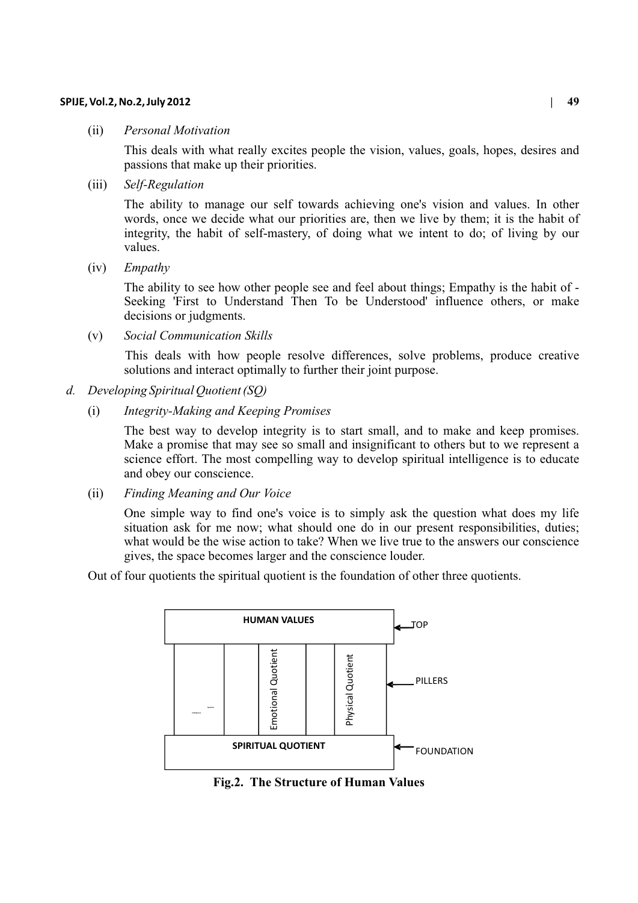(ii) *Personal Motivation*

This deals with what really excites people the vision, values, goals, hopes, desires and passions that make up their priorities.

(iii) *Self-Regulation*

The ability to manage our self towards achieving one's vision and values. In other words, once we decide what our priorities are, then we live by them; it is the habit of integrity, the habit of self-mastery, of doing what we intent to do; of living by our values.

(iv) *Empathy*

The ability to see how other people see and feel about things; Empathy is the habit of - Seeking 'First to Understand Then To be Understood' influence others, or make decisions or judgments.

(v) *Social Communication Skills*

This deals with how people resolve differences, solve problems, produce creative solutions and interact optimally to further their joint purpose.

*d. Developing Spiritual Quotient (SQ)*

(i) *Integrity-Making and Keeping Promises*

The best way to develop integrity is to start small, and to make and keep promises. Make a promise that may see so small and insignificant to others but to we represent a science effort. The most compelling way to develop spiritual intelligence is to educate and obey our conscience.

(ii) *Finding Meaning and Our Voice*

One simple way to find one's voice is to simply ask the question what does my life situation ask for me now; what should one do in our present responsibilities, duties; what would be the wise action to take? When we live true to the answers our conscience gives, the space becomes larger and the conscience louder.

Out of four quotients the spiritual quotient is the foundation of other three quotients.

**Fig.2. The Structure of Human Values**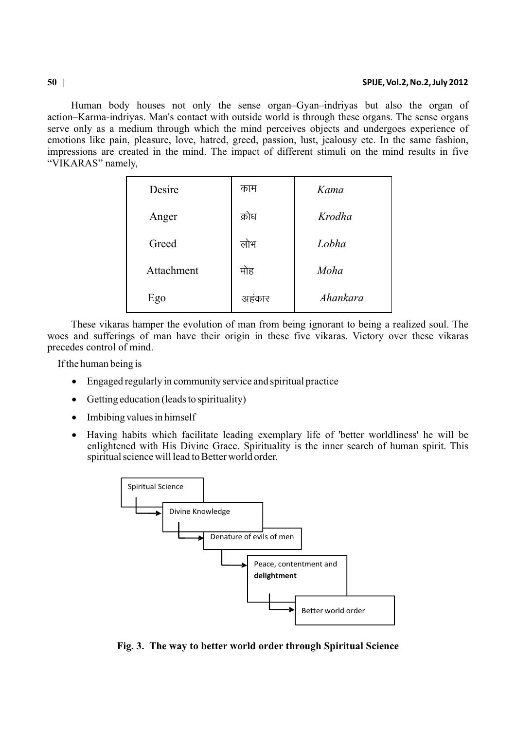Human body houses not only the sense organ–Gyan–indriyas but also the organ of action–Karma-indriyas. Man's contact with outside world is through these organs. The sense organs serve only as a medium through which the mind perceives objects and undergoes experience of emotions like pain, pleasure, love, hatred, greed, passion, lust, jealousy etc. In the same fashion, impressions are created in the mind. The impact of different stimuli on the mind results in five "VIKARAS" namely,

| | | |
|---|---|---|
| Desire | काम | *Kama* |
| Anger | क्रोध | *Krodha* |
| Greed | लोभ | *Lobha* |
| Attachment | मोह | *Moha* |
| Ego | अहंकार | *Ahankara* |

These vikaras hamper the evolution of man from being ignorant to being a realized soul. The woes and sufferings of man have their origin in these five vikaras. Victory over these vikaras precedes control of mind.

If the human being is

- Engaged regularly in community service and spiritual practice
- Getting education (leads to spirituality)
- Imbibing values in himself
- Having habits which facilitate leading exemplary life of 'better worldliness' he will be enlightened with His Divine Grace. Spirituality is the inner search of human spirit. This spiritual science will lead to Better world order.

Spiritual Science → Divine Knowledge → Denature of evils of men → Peace, contentment and **delightment** → Better world order

**Fig. 3. The way to better world order through Spiritual Science**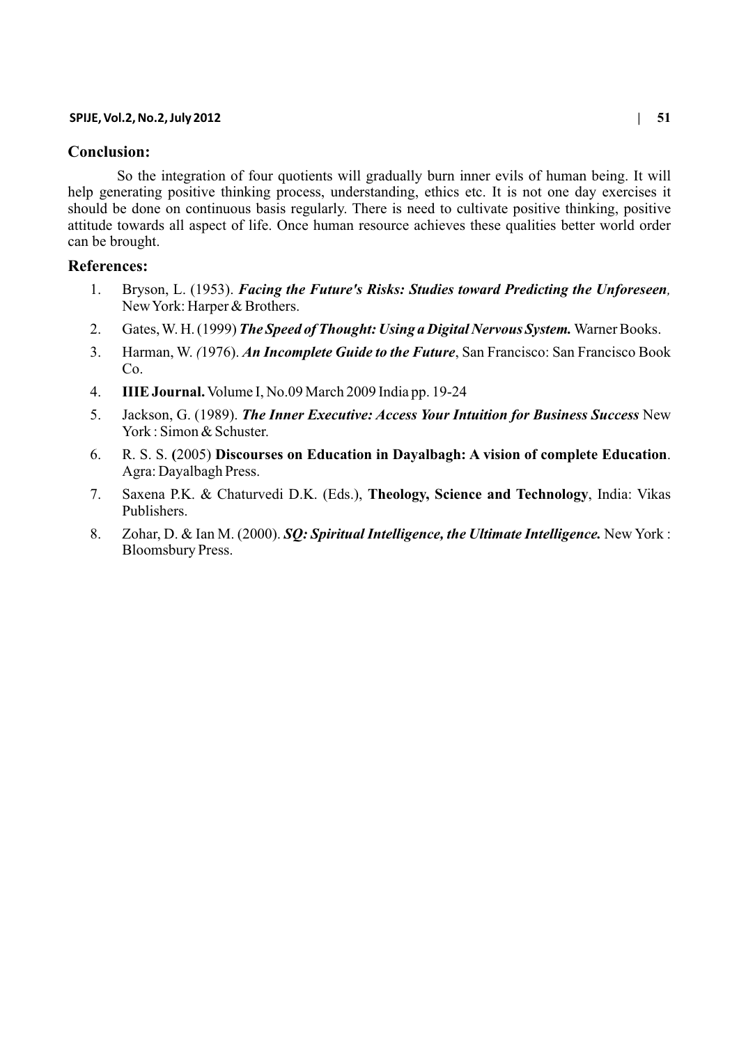## Conclusion:

So the integration of four quotients will gradually burn inner evils of human being. It will help generating positive thinking process, understanding, ethics etc. It is not one day exercises it should be done on continuous basis regularly. There is need to cultivate positive thinking, positive attitude towards all aspect of life. Once human resource achieves these qualities better world order can be brought.

## References:

1. Bryson, L. (1953). ***Facing the Future's Risks: Studies toward Predicting the Unforeseen**,* New York: Harper & Brothers.
2. Gates, W. H. (1999) ***The Speed of Thought: Using a Digital Nervous System.*** Warner Books.
3. Harman, W. *(*1976). ***An Incomplete Guide to the Future***, San Francisco: San Francisco Book Co.
4. **IIIE Journal.** Volume I, No.09 March 2009 India pp. 19-24
5. Jackson, G. (1989). ***The Inner Executive: Access Your Intuition for Business Success*** New York : Simon & Schuster.
6. R. S. S. **(**2005) **Discourses on Education in Dayalbagh: A vision of complete Education**. Agra: Dayalbagh Press.
7. Saxena P.K. & Chaturvedi D.K. (Eds.), **Theology, Science and Technology**, India: Vikas Publishers.
8. Zohar, D. & Ian M. (2000). ***SQ: Spiritual Intelligence, the Ultimate Intelligence.*** New York : Bloomsbury Press.